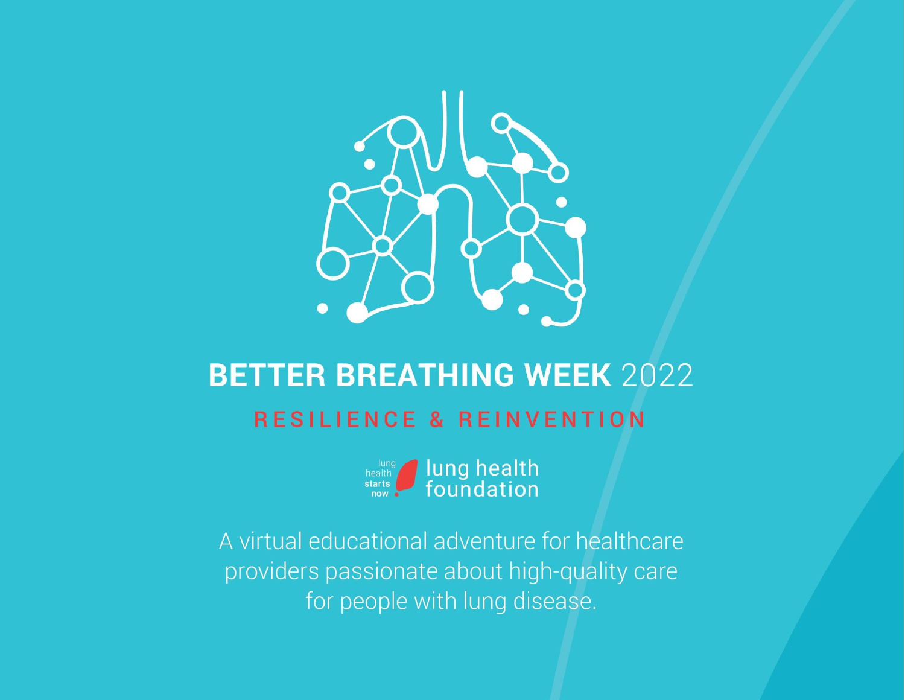# BETTER BREATHING WEEK 2022

## RESILIENCE & REINVENTION

lung health starts now

lung health foundation

A virtual educational adventure for healthcare providers passionate about high-quality care for people with lung disease.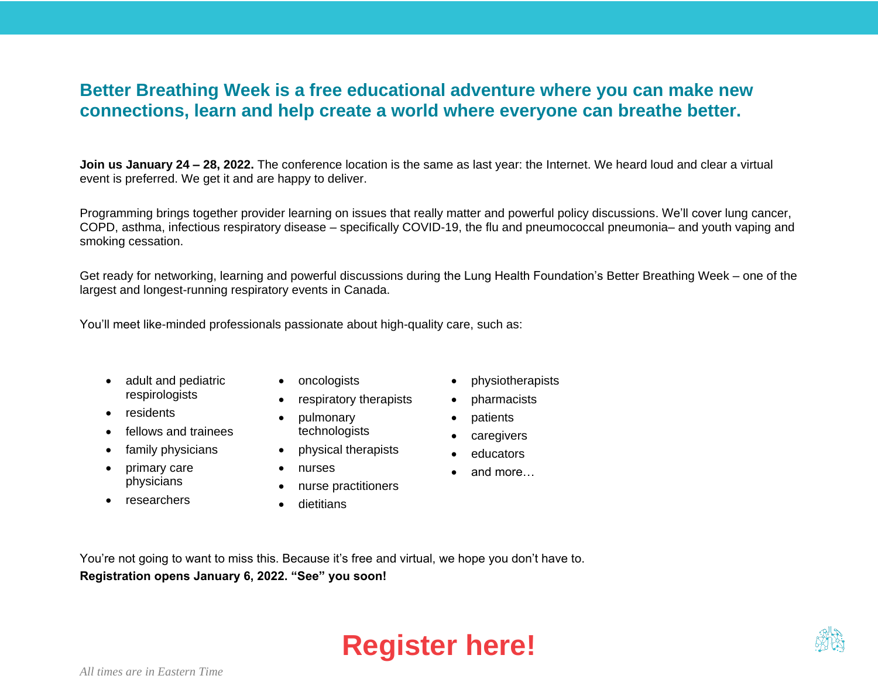## Better Breathing Week is a free educational adventure where you can make new connections, learn and help create a world where everyone can breathe better.

**Join us January 24 – 28, 2022.** The conference location is the same as last year: the Internet. We heard loud and clear a virtual event is preferred. We get it and are happy to deliver.

Programming brings together provider learning on issues that really matter and powerful policy discussions. We'll cover lung cancer, COPD, asthma, infectious respiratory disease – specifically COVID-19, the flu and pneumococcal pneumonia– and youth vaping and smoking cessation.

Get ready for networking, learning and powerful discussions during the Lung Health Foundation's Better Breathing Week – one of the largest and longest-running respiratory events in Canada.

You'll meet like-minded professionals passionate about high-quality care, such as:

- adult and pediatric respirologists
- residents
- fellows and trainees
- family physicians
- primary care physicians
- researchers
- oncologists
- respiratory therapists
- pulmonary technologists
- physical therapists
- nurses
- nurse practitioners
- dietitians
- physiotherapists
- pharmacists
- patients
- caregivers
- educators
- and more…

You're not going to want to miss this. Because it's free and virtual, we hope you don't have to.

**Registration opens January 6, 2022. "See" you soon!**

# Register here!

*All times are in Eastern Time*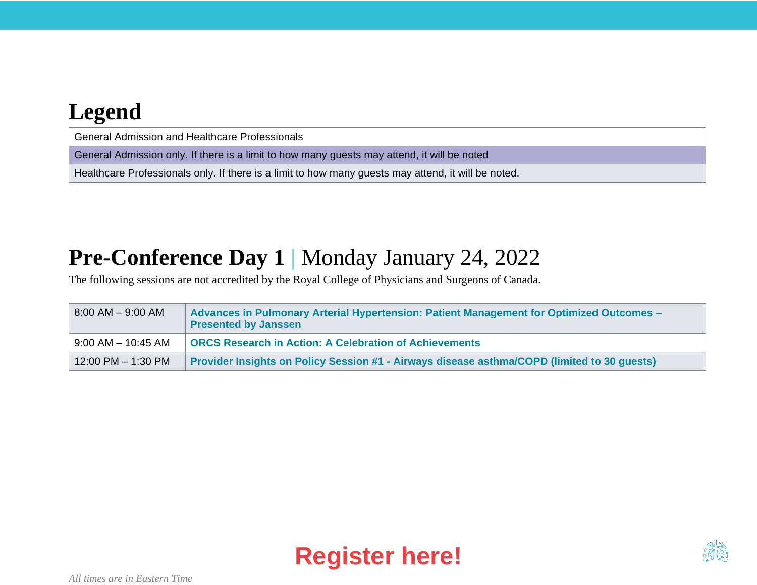## Legend

| General Admission and Healthcare Professionals |
|---|
| General Admission only. If there is a limit to how many guests may attend, it will be noted |
| Healthcare Professionals only. If there is a limit to how many guests may attend, it will be noted. |

## **Pre-Conference Day 1** | Monday January 24, 2022

The following sessions are not accredited by the Royal College of Physicians and Surgeons of Canada.

| Time | Session |
|---|---|
| 8:00 AM – 9:00 AM | **Advances in Pulmonary Arterial Hypertension: Patient Management for Optimized Outcomes – Presented by Janssen** |
| 9:00 AM – 10:45 AM | **ORCS Research in Action: A Celebration of Achievements** |
| 12:00 PM – 1:30 PM | **Provider Insights on Policy Session #1 - Airways disease asthma/COPD (limited to 30 guests)** |

**Register here!**

*All times are in Eastern Time*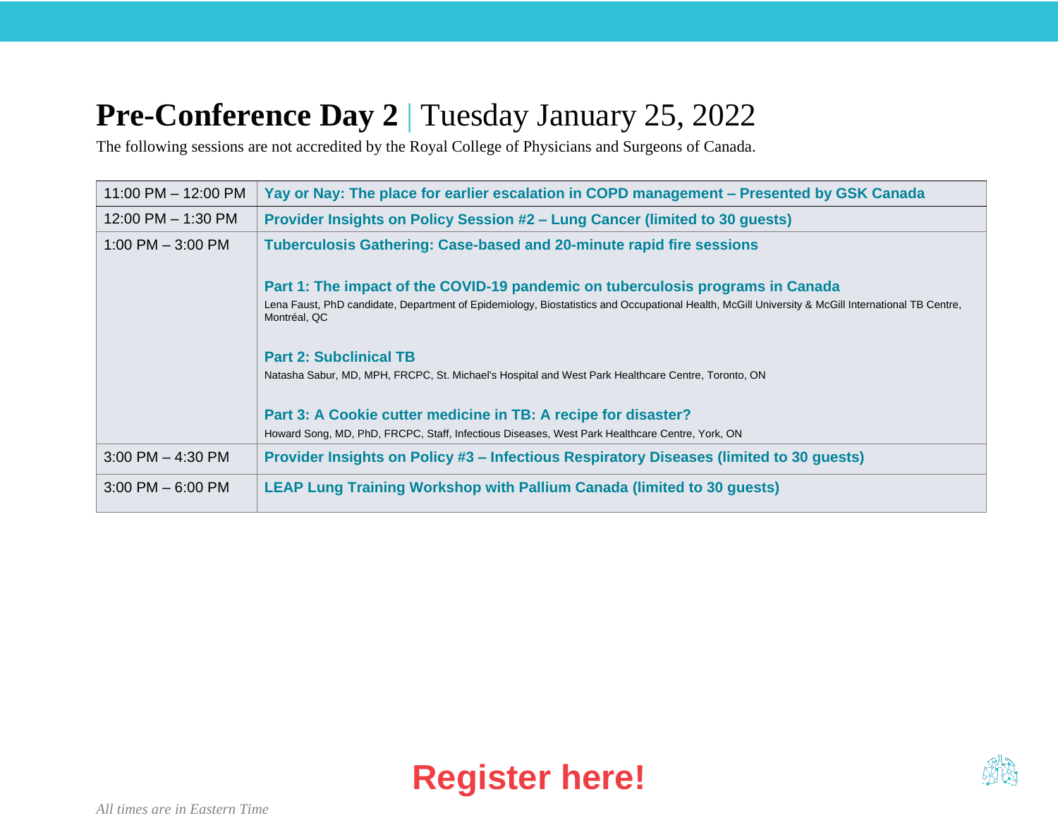# **Pre-Conference Day 2** | Tuesday January 25, 2022

The following sessions are not accredited by the Royal College of Physicians and Surgeons of Canada.

| Time | Session |
| --- | --- |
| 11:00 PM – 12:00 PM | **Yay or Nay: The place for earlier escalation in COPD management – Presented by GSK Canada** |
| 12:00 PM – 1:30 PM | **Provider Insights on Policy Session #2 – Lung Cancer (limited to 30 guests)** |
| 1:00 PM – 3:00 PM | **Tuberculosis Gathering: Case-based and 20-minute rapid fire sessions**<br><br>**Part 1: The impact of the COVID-19 pandemic on tuberculosis programs in Canada**<br>Lena Faust, PhD candidate, Department of Epidemiology, Biostatistics and Occupational Health, McGill University & McGill International TB Centre, Montréal, QC<br><br>**Part 2: Subclinical TB**<br>Natasha Sabur, MD, MPH, FRCPC, St. Michael's Hospital and West Park Healthcare Centre, Toronto, ON<br><br>**Part 3: A Cookie cutter medicine in TB: A recipe for disaster?**<br>Howard Song, MD, PhD, FRCPC, Staff, Infectious Diseases, West Park Healthcare Centre, York, ON |
| 3:00 PM – 4:30 PM | **Provider Insights on Policy #3 – Infectious Respiratory Diseases (limited to 30 guests)** |
| 3:00 PM – 6:00 PM | **LEAP Lung Training Workshop with Pallium Canada (limited to 30 guests)** |

**Register here!**

*All times are in Eastern Time*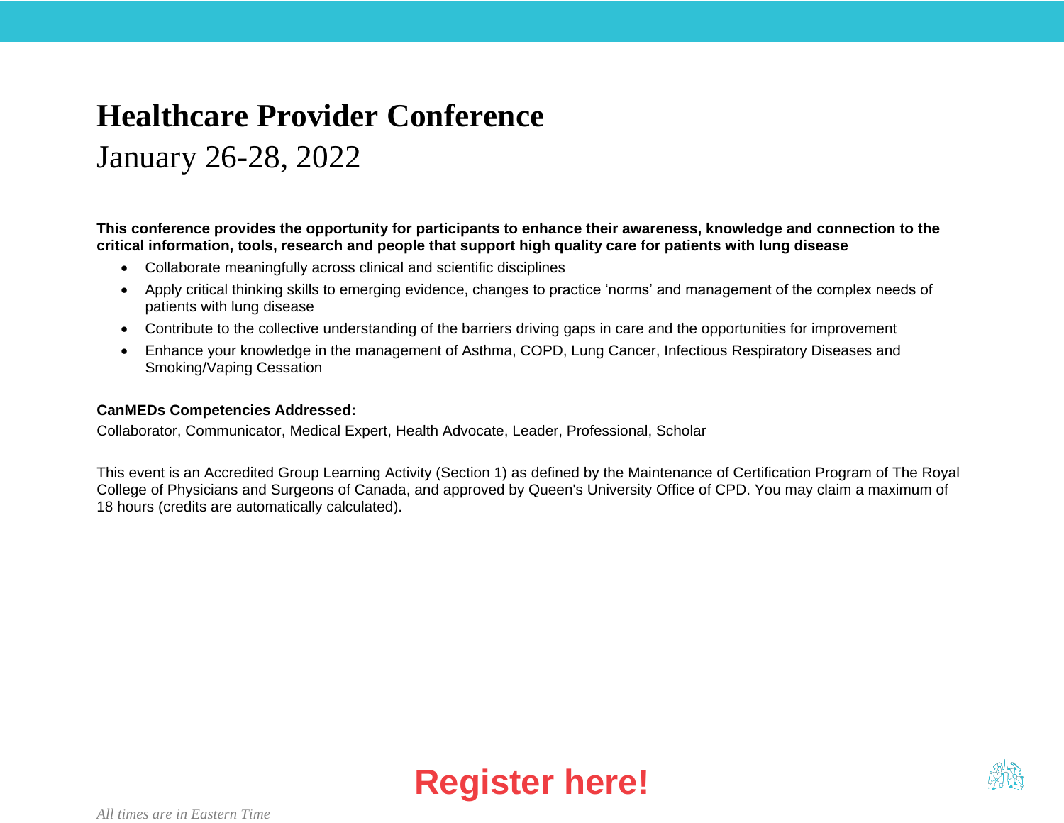# Healthcare Provider Conference

January 26-28, 2022

**This conference provides the opportunity for participants to enhance their awareness, knowledge and connection to the critical information, tools, research and people that support high quality care for patients with lung disease**

- Collaborate meaningfully across clinical and scientific disciplines
- Apply critical thinking skills to emerging evidence, changes to practice 'norms' and management of the complex needs of patients with lung disease
- Contribute to the collective understanding of the barriers driving gaps in care and the opportunities for improvement
- Enhance your knowledge in the management of Asthma, COPD, Lung Cancer, Infectious Respiratory Diseases and Smoking/Vaping Cessation

**CanMEDs Competencies Addressed:**

Collaborator, Communicator, Medical Expert, Health Advocate, Leader, Professional, Scholar

This event is an Accredited Group Learning Activity (Section 1) as defined by the Maintenance of Certification Program of The Royal College of Physicians and Surgeons of Canada, and approved by Queen's University Office of CPD. You may claim a maximum of 18 hours (credits are automatically calculated).

**Register here!**

*All times are in Eastern Time*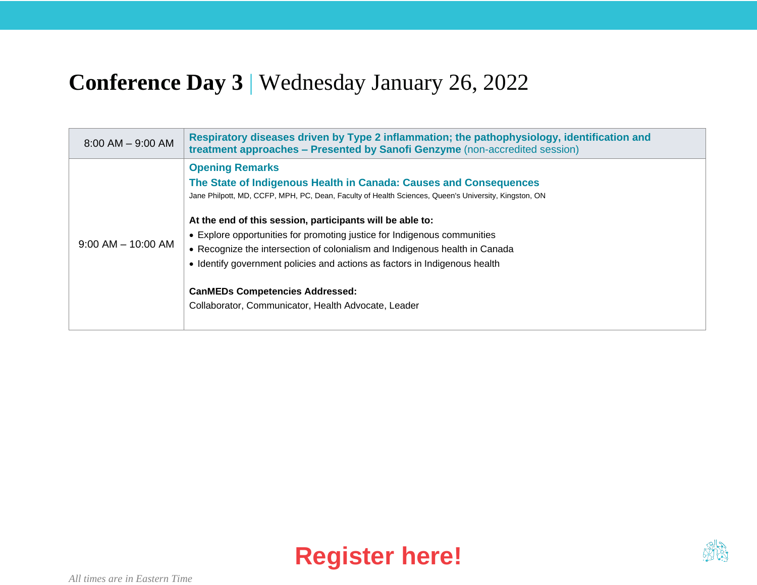# **Conference Day 3** | Wednesday January 26, 2022

| Time | Session |
|---|---|
| 8:00 AM – 9:00 AM | **Respiratory diseases driven by Type 2 inflammation; the pathophysiology, identification and treatment approaches – Presented by Sanofi Genzyme** (non-accredited session) |
| 9:00 AM – 10:00 AM | **Opening Remarks**<br>**The State of Indigenous Health in Canada: Causes and Consequences**<br>Jane Philpott, MD, CCFP, MPH, PC, Dean, Faculty of Health Sciences, Queen's University, Kingston, ON<br><br>**At the end of this session, participants will be able to:**<br>• Explore opportunities for promoting justice for Indigenous communities<br>• Recognize the intersection of colonialism and Indigenous health in Canada<br>• Identify government policies and actions as factors in Indigenous health<br><br>**CanMEDs Competencies Addressed:**<br>Collaborator, Communicator, Health Advocate, Leader |

**Register here!**

*All times are in Eastern Time*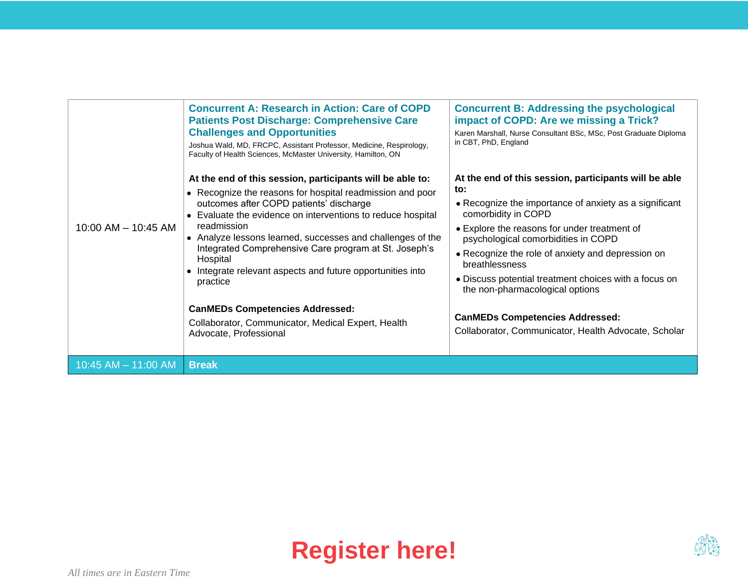| | | |
|---|---|---|
| 10:00 AM – 10:45 AM | **Concurrent A: Research in Action: Care of COPD Patients Post Discharge: Comprehensive Care Challenges and Opportunities**<br>Joshua Wald, MD, FRCPC, Assistant Professor, Medicine, Respirology, Faculty of Health Sciences, McMaster University, Hamilton, ON<br><br>**At the end of this session, participants will be able to:**<br>• Recognize the reasons for hospital readmission and poor outcomes after COPD patients' discharge<br>• Evaluate the evidence on interventions to reduce hospital readmission<br>• Analyze lessons learned, successes and challenges of the Integrated Comprehensive Care program at St. Joseph's Hospital<br>• Integrate relevant aspects and future opportunities into practice<br><br>**CanMEDs Competencies Addressed:**<br>Collaborator, Communicator, Medical Expert, Health Advocate, Professional | **Concurrent B: Addressing the psychological impact of COPD: Are we missing a Trick?**<br>Karen Marshall, Nurse Consultant BSc, MSc, Post Graduate Diploma in CBT, PhD, England<br><br>**At the end of this session, participants will be able to:**<br>• Recognize the importance of anxiety as a significant comorbidity in COPD<br>• Explore the reasons for under treatment of psychological comorbidities in COPD<br>• Recognize the role of anxiety and depression on breathlessness<br>• Discuss potential treatment choices with a focus on the non-pharmacological options<br><br>**CanMEDs Competencies Addressed:**<br>Collaborator, Communicator, Health Advocate, Scholar |
| 10:45 AM – 11:00 AM | **Break** | |

**Register here!**

*All times are in Eastern Time*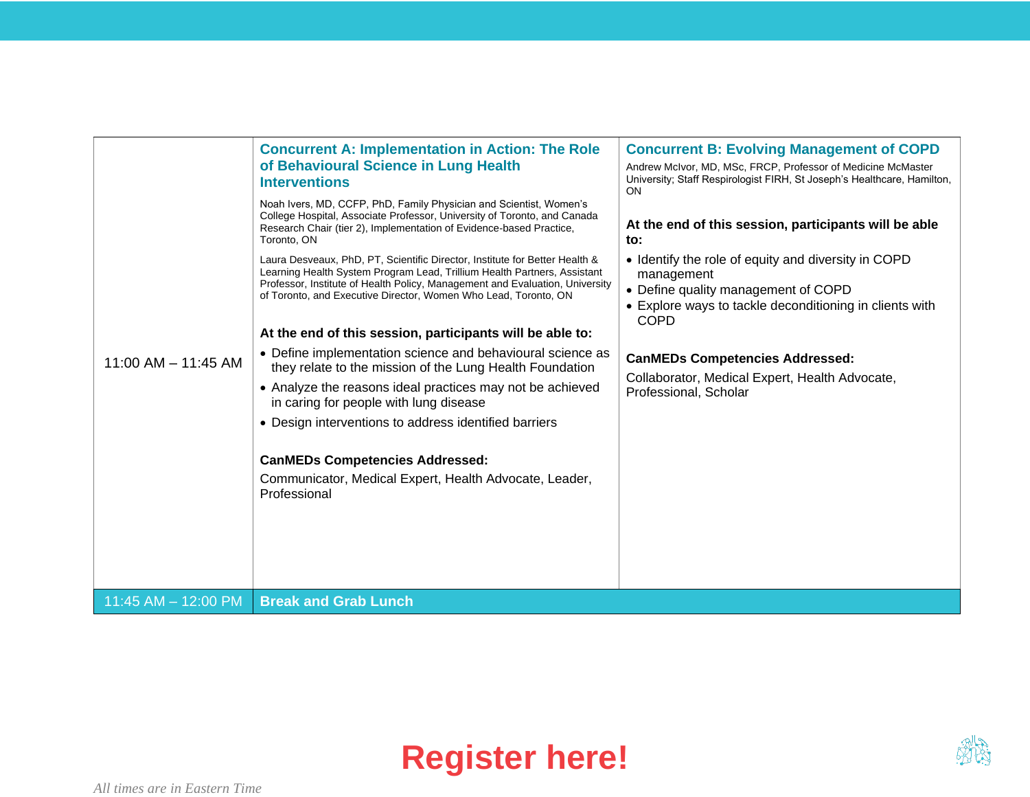| Time | Concurrent A | Concurrent B |
|---|---|---|
| 11:00 AM – 11:45 AM | **Concurrent A: Implementation in Action: The Role of Behavioural Science in Lung Health Interventions**<br><br>Noah Ivers, MD, CCFP, PhD, Family Physician and Scientist, Women's College Hospital, Associate Professor, University of Toronto, and Canada Research Chair (tier 2), Implementation of Evidence-based Practice, Toronto, ON<br><br>Laura Desveaux, PhD, PT, Scientific Director, Institute for Better Health & Learning Health System Program Lead, Trillium Health Partners, Assistant Professor, Institute of Health Policy, Management and Evaluation, University of Toronto, and Executive Director, Women Who Lead, Toronto, ON<br><br>**At the end of this session, participants will be able to:**<br>• Define implementation science and behavioural science as they relate to the mission of the Lung Health Foundation<br>• Analyze the reasons ideal practices may not be achieved in caring for people with lung disease<br>• Design interventions to address identified barriers<br><br>**CanMEDs Competencies Addressed:**<br>Communicator, Medical Expert, Health Advocate, Leader, Professional | **Concurrent B: Evolving Management of COPD**<br><br>Andrew McIvor, MD, MSc, FRCP, Professor of Medicine McMaster University; Staff Respirologist FIRH, St Joseph's Healthcare, Hamilton, ON<br><br>**At the end of this session, participants will be able to:**<br>• Identify the role of equity and diversity in COPD management<br>• Define quality management of COPD<br>• Explore ways to tackle deconditioning in clients with COPD<br><br>**CanMEDs Competencies Addressed:**<br>Collaborator, Medical Expert, Health Advocate, Professional, Scholar |
| 11:45 AM – 12:00 PM | **Break and Grab Lunch** | |

**Register here!**

*All times are in Eastern Time*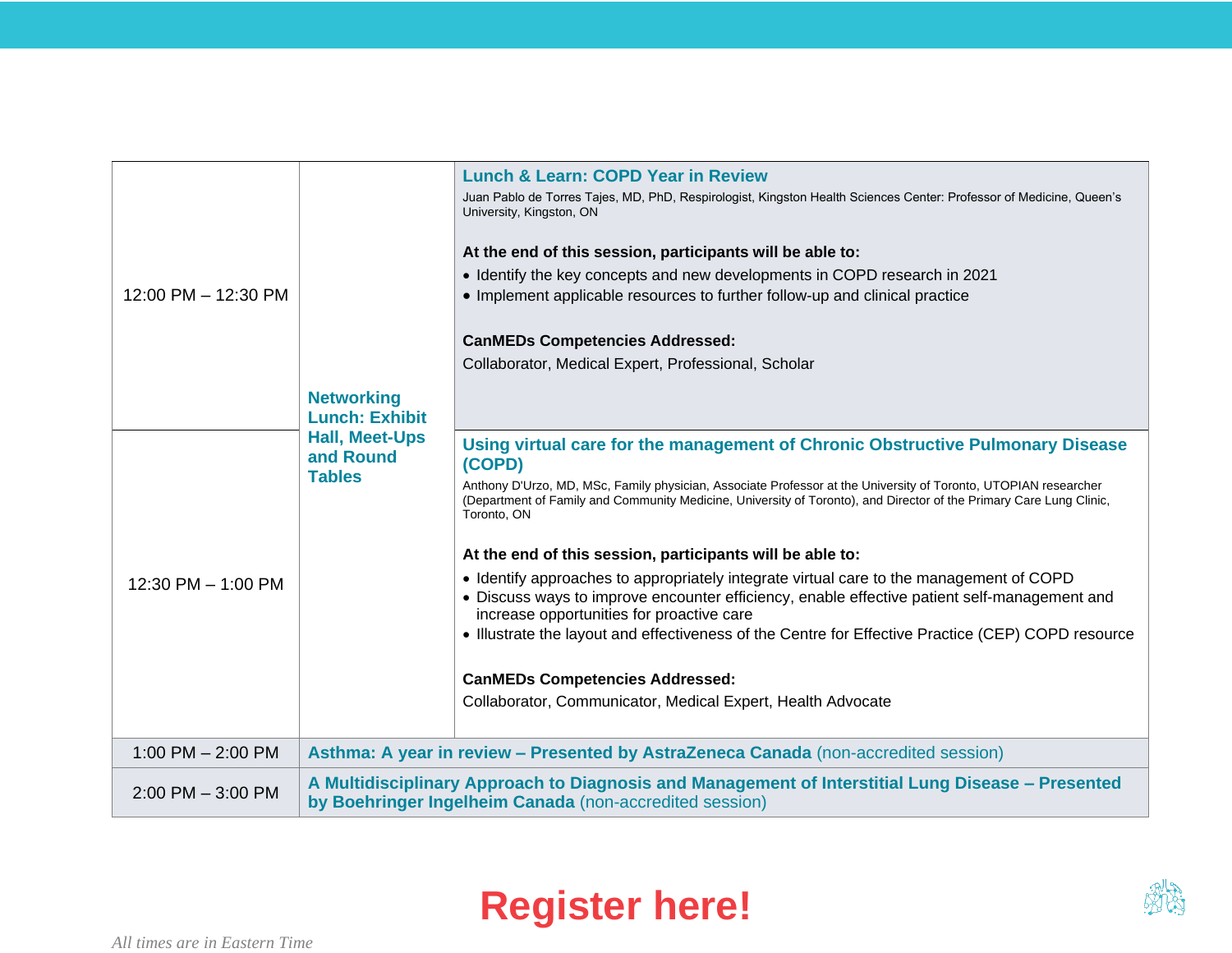| Time | Session | Details |
|---|---|---|
| 12:00 PM – 12:30 PM | **Networking Lunch: Exhibit Hall, Meet-Ups and Round Tables** | **Lunch & Learn: COPD Year in Review**<br>Juan Pablo de Torres Tajes, MD, PhD, Respirologist, Kingston Health Sciences Center: Professor of Medicine, Queen's University, Kingston, ON<br><br>**At the end of this session, participants will be able to:**<br>• Identify the key concepts and new developments in COPD research in 2021<br>• Implement applicable resources to further follow-up and clinical practice<br><br>**CanMEDs Competencies Addressed:**<br>Collaborator, Medical Expert, Professional, Scholar |
| 12:30 PM – 1:00 PM | | **Using virtual care for the management of Chronic Obstructive Pulmonary Disease (COPD)**<br>Anthony D'Urzo, MD, MSc, Family physician, Associate Professor at the University of Toronto, UTOPIAN researcher (Department of Family and Community Medicine, University of Toronto), and Director of the Primary Care Lung Clinic, Toronto, ON<br><br>**At the end of this session, participants will be able to:**<br>• Identify approaches to appropriately integrate virtual care to the management of COPD<br>• Discuss ways to improve encounter efficiency, enable effective patient self-management and increase opportunities for proactive care<br>• Illustrate the layout and effectiveness of the Centre for Effective Practice (CEP) COPD resource<br><br>**CanMEDs Competencies Addressed:**<br>Collaborator, Communicator, Medical Expert, Health Advocate |
| 1:00 PM – 2:00 PM | **Asthma: A year in review – Presented by AstraZeneca Canada** (non-accredited session) | |
| 2:00 PM – 3:00 PM | **A Multidisciplinary Approach to Diagnosis and Management of Interstitial Lung Disease – Presented by Boehringer Ingelheim Canada** (non-accredited session) | |

**Register here!**

*All times are in Eastern Time*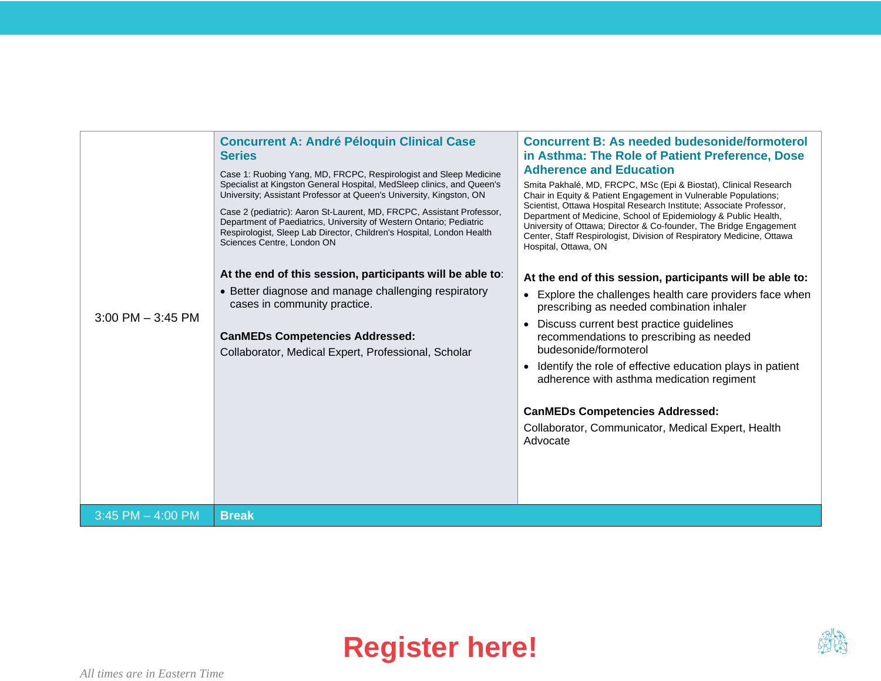| | | |
|---|---|---|
| 3:00 PM – 3:45 PM | **Concurrent A: André Péloquin Clinical Case Series**<br><br>Case 1: Ruobing Yang, MD, FRCPC, Respirologist and Sleep Medicine Specialist at Kingston General Hospital, MedSleep clinics, and Queen's University; Assistant Professor at Queen's University, Kingston, ON<br><br>Case 2 (pediatric): Aaron St-Laurent, MD, FRCPC, Assistant Professor, Department of Paediatrics, University of Western Ontario; Pediatric Respirologist, Sleep Lab Director, Children's Hospital, London Health Sciences Centre, London ON<br><br>**At the end of this session, participants will be able to**:<br>• Better diagnose and manage challenging respiratory cases in community practice.<br><br>**CanMEDs Competencies Addressed:**<br>Collaborator, Medical Expert, Professional, Scholar | **Concurrent B: As needed budesonide/formoterol in Asthma: The Role of Patient Preference, Dose Adherence and Education**<br><br>Smita Pakhalé, MD, FRCPC, MSc (Epi & Biostat), Clinical Research Chair in Equity & Patient Engagement in Vulnerable Populations; Scientist, Ottawa Hospital Research Institute; Associate Professor, Department of Medicine, School of Epidemiology & Public Health, University of Ottawa; Director & Co-founder, The Bridge Engagement Center, Staff Respirologist, Division of Respiratory Medicine, Ottawa Hospital, Ottawa, ON<br><br>**At the end of this session, participants will be able to:**<br>• Explore the challenges health care providers face when prescribing as needed combination inhaler<br>• Discuss current best practice guidelines recommendations to prescribing as needed budesonide/formoterol<br>• Identify the role of effective education plays in patient adherence with asthma medication regiment<br><br>**CanMEDs Competencies Addressed:**<br>Collaborator, Communicator, Medical Expert, Health Advocate |
| 3:45 PM – 4:00 PM | **Break** | |

**Register here!**

*All times are in Eastern Time*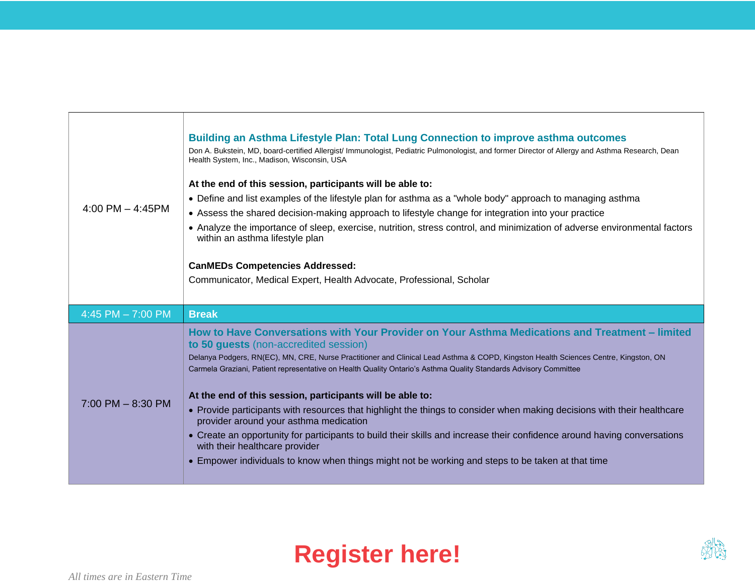| | |
|---|---|
| 4:00 PM – 4:45PM | **Building an Asthma Lifestyle Plan: Total Lung Connection to improve asthma outcomes**<br>Don A. Bukstein, MD, board-certified Allergist/ Immunologist, Pediatric Pulmonologist, and former Director of Allergy and Asthma Research, Dean Health System, Inc., Madison, Wisconsin, USA<br><br>**At the end of this session, participants will be able to:**<br>• Define and list examples of the lifestyle plan for asthma as a "whole body" approach to managing asthma<br>• Assess the shared decision-making approach to lifestyle change for integration into your practice<br>• Analyze the importance of sleep, exercise, nutrition, stress control, and minimization of adverse environmental factors within an asthma lifestyle plan<br><br>**CanMEDs Competencies Addressed:**<br>Communicator, Medical Expert, Health Advocate, Professional, Scholar |
| 4:45 PM – 7:00 PM | **Break** |
| 7:00 PM – 8:30 PM | **How to Have Conversations with Your Provider on Your Asthma Medications and Treatment – limited to 50 guests** (non-accredited session)<br>Delanya Podgers, RN(EC), MN, CRE, Nurse Practitioner and Clinical Lead Asthma & COPD, Kingston Health Sciences Centre, Kingston, ON<br>Carmela Graziani, Patient representative on Health Quality Ontario's Asthma Quality Standards Advisory Committee<br><br>**At the end of this session, participants will be able to:**<br>• Provide participants with resources that highlight the things to consider when making decisions with their healthcare provider around your asthma medication<br>• Create an opportunity for participants to build their skills and increase their confidence around having conversations with their healthcare provider<br>• Empower individuals to know when things might not be working and steps to be taken at that time |

**Register here!**

*All times are in Eastern Time*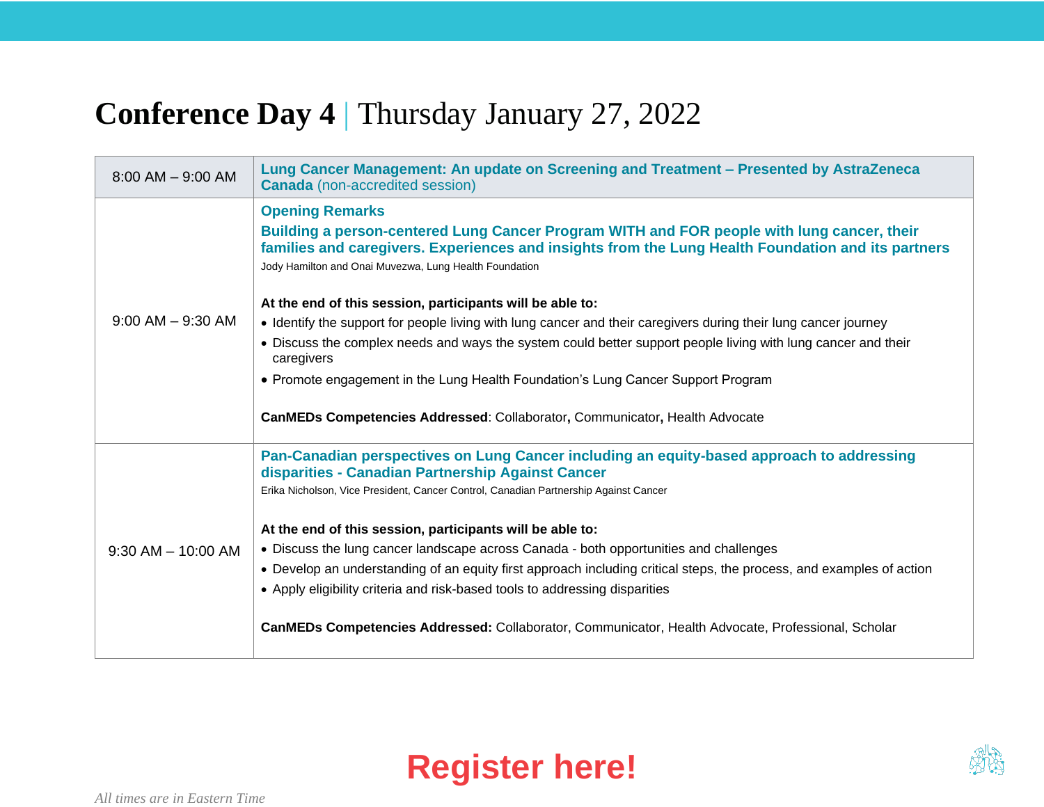# **Conference Day 4** | Thursday January 27, 2022

| Time | Session |
|---|---|
| 8:00 AM – 9:00 AM | **Lung Cancer Management: An update on Screening and Treatment – Presented by AstraZeneca Canada** (non-accredited session) |
| 9:00 AM – 9:30 AM | **Opening Remarks**<br>**Building a person-centered Lung Cancer Program WITH and FOR people with lung cancer, their families and caregivers. Experiences and insights from the Lung Health Foundation and its partners**<br>Jody Hamilton and Onai Muvezwa, Lung Health Foundation<br><br>**At the end of this session, participants will be able to:**<br>• Identify the support for people living with lung cancer and their caregivers during their lung cancer journey<br>• Discuss the complex needs and ways the system could better support people living with lung cancer and their caregivers<br>• Promote engagement in the Lung Health Foundation's Lung Cancer Support Program<br><br>**CanMEDs Competencies Addressed**: Collaborator**,** Communicator**,** Health Advocate |
| 9:30 AM – 10:00 AM | **Pan-Canadian perspectives on Lung Cancer including an equity-based approach to addressing disparities - Canadian Partnership Against Cancer**<br>Erika Nicholson, Vice President, Cancer Control, Canadian Partnership Against Cancer<br><br>**At the end of this session, participants will be able to:**<br>• Discuss the lung cancer landscape across Canada - both opportunities and challenges<br>• Develop an understanding of an equity first approach including critical steps, the process, and examples of action<br>• Apply eligibility criteria and risk-based tools to addressing disparities<br><br>**CanMEDs Competencies Addressed:** Collaborator, Communicator, Health Advocate, Professional, Scholar |

**Register here!**

*All times are in Eastern Time*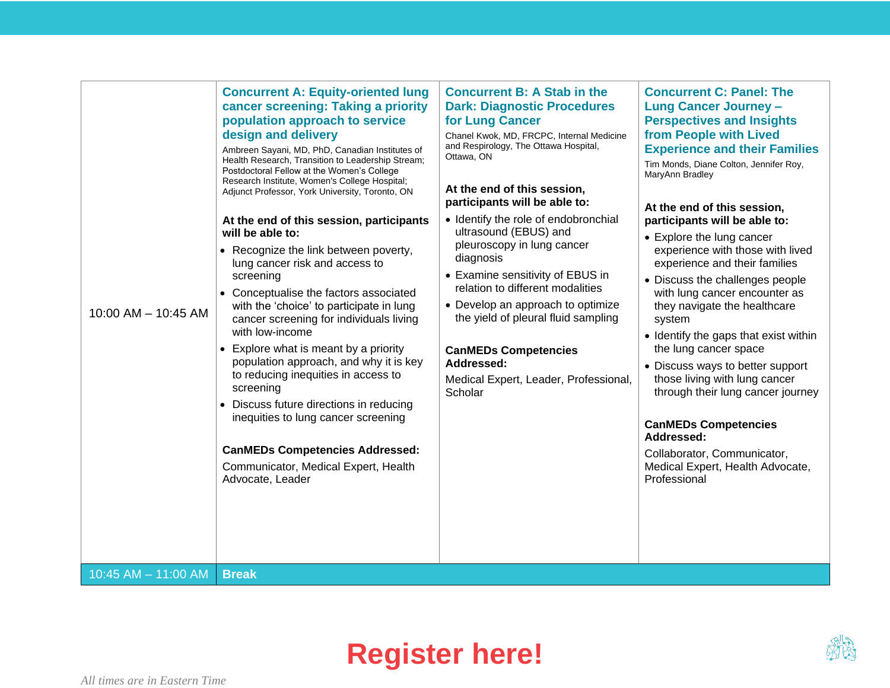| | | | |
|---|---|---|---|
| 10:00 AM – 10:45 AM | **Concurrent A: Equity-oriented lung cancer screening: Taking a priority population approach to service design and delivery**<br>Ambreen Sayani, MD, PhD, Canadian Institutes of Health Research, Transition to Leadership Stream; Postdoctoral Fellow at the Women's College Research Institute, Women's College Hospital; Adjunct Professor, York University, Toronto, ON<br><br>**At the end of this session, participants will be able to:**<br>• Recognize the link between poverty, lung cancer risk and access to screening<br>• Conceptualise the factors associated with the 'choice' to participate in lung cancer screening for individuals living with low-income<br>• Explore what is meant by a priority population approach, and why it is key to reducing inequities in access to screening<br>• Discuss future directions in reducing inequities to lung cancer screening<br><br>**CanMEDs Competencies Addressed:**<br>Communicator, Medical Expert, Health Advocate, Leader | **Concurrent B: A Stab in the Dark: Diagnostic Procedures for Lung Cancer**<br>Chanel Kwok, MD, FRCPC, Internal Medicine and Respirology, The Ottawa Hospital, Ottawa, ON<br><br>**At the end of this session, participants will be able to:**<br>• Identify the role of endobronchial ultrasound (EBUS) and pleuroscopy in lung cancer diagnosis<br>• Examine sensitivity of EBUS in relation to different modalities<br>• Develop an approach to optimize the yield of pleural fluid sampling<br><br>**CanMEDs Competencies Addressed:**<br>Medical Expert, Leader, Professional, Scholar | **Concurrent C: Panel: The Lung Cancer Journey – Perspectives and Insights from People with Lived Experience and their Families**<br>Tim Monds, Diane Colton, Jennifer Roy, MaryAnn Bradley<br><br>**At the end of this session, participants will be able to:**<br>• Explore the lung cancer experience with those with lived experience and their families<br>• Discuss the challenges people with lung cancer encounter as they navigate the healthcare system<br>• Identify the gaps that exist within the lung cancer space<br>• Discuss ways to better support those living with lung cancer through their lung cancer journey<br><br>**CanMEDs Competencies Addressed:**<br>Collaborator, Communicator, Medical Expert, Health Advocate, Professional |
| 10:45 AM – 11:00 AM | **Break** | | |

# Register here!

*All times are in Eastern Time*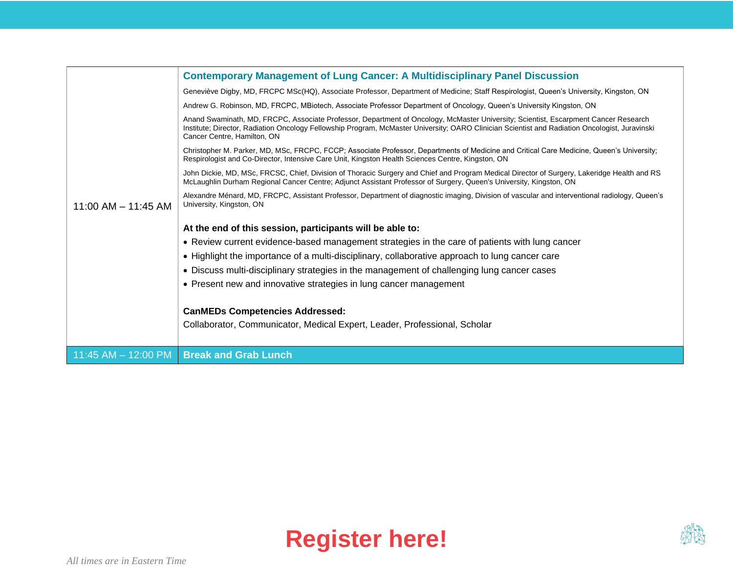| | |
|---|---|
| 11:00 AM – 11:45 AM | **Contemporary Management of Lung Cancer: A Multidisciplinary Panel Discussion**<br><br>Geneviève Digby, MD, FRCPC MSc(HQ), Associate Professor, Department of Medicine; Staff Respirologist, Queen's University, Kingston, ON<br><br>Andrew G. Robinson, MD, FRCPC, MBiotech, Associate Professor Department of Oncology, Queen's University Kingston, ON<br><br>Anand Swaminath, MD, FRCPC, Associate Professor, Department of Oncology, McMaster University; Scientist, Escarpment Cancer Research Institute; Director, Radiation Oncology Fellowship Program, McMaster University; OARO Clinician Scientist and Radiation Oncologist, Juravinski Cancer Centre, Hamilton, ON<br><br>Christopher M. Parker, MD, MSc, FRCPC, FCCP; Associate Professor, Departments of Medicine and Critical Care Medicine, Queen's University; Respirologist and Co-Director, Intensive Care Unit, Kingston Health Sciences Centre, Kingston, ON<br><br>John Dickie, MD, MSc, FRCSC, Chief, Division of Thoracic Surgery and Chief and Program Medical Director of Surgery, Lakeridge Health and RS McLaughlin Durham Regional Cancer Centre; Adjunct Assistant Professor of Surgery, Queen's University, Kingston, ON<br><br>Alexandre Ménard, MD, FRCPC, Assistant Professor, Department of diagnostic imaging, Division of vascular and interventional radiology, Queen's University, Kingston, ON<br><br>**At the end of this session, participants will be able to:**<br>• Review current evidence-based management strategies in the care of patients with lung cancer<br>• Highlight the importance of a multi-disciplinary, collaborative approach to lung cancer care<br>• Discuss multi-disciplinary strategies in the management of challenging lung cancer cases<br>• Present new and innovative strategies in lung cancer management<br><br>**CanMEDs Competencies Addressed:**<br>Collaborator, Communicator, Medical Expert, Leader, Professional, Scholar |
| 11:45 AM – 12:00 PM | **Break and Grab Lunch** |

**Register here!**

*All times are in Eastern Time*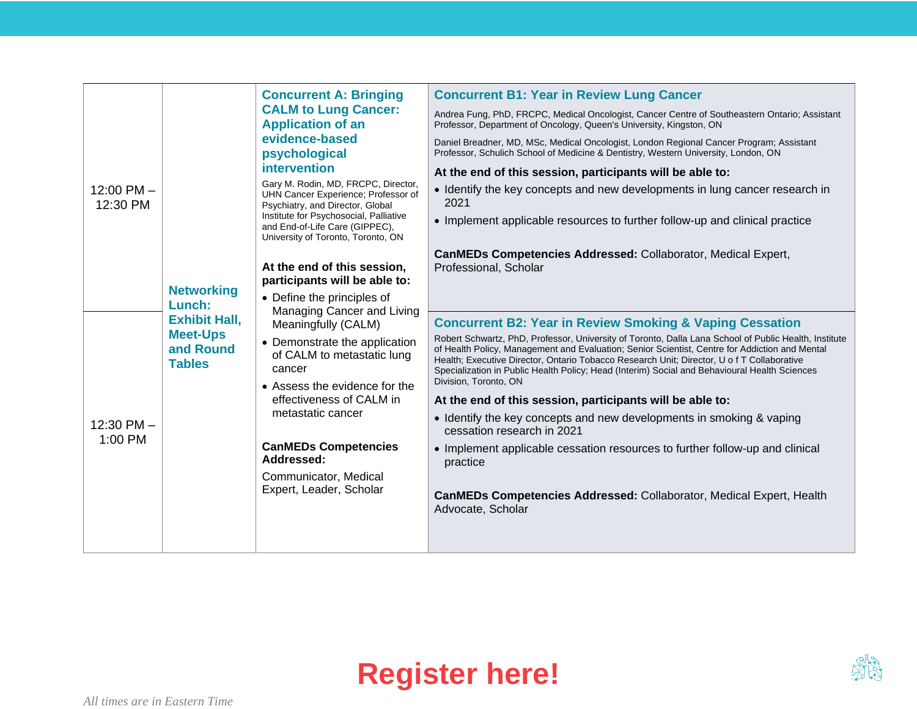| | | | |
|---|---|---|---|
| 12:00 PM – 12:30 PM | **Networking Lunch: Exhibit Hall, Meet-Ups and Round Tables** | **Concurrent A: Bringing CALM to Lung Cancer: Application of an evidence-based psychological intervention**<br><br>Gary M. Rodin, MD, FRCPC, Director, UHN Cancer Experience; Professor of Psychiatry, and Director, Global Institute for Psychosocial, Palliative and End-of-Life Care (GIPPEC), University of Toronto, Toronto, ON<br><br>**At the end of this session, participants will be able to:**<br>• Define the principles of Managing Cancer and Living Meaningfully (CALM)<br>• Demonstrate the application of CALM to metastatic lung cancer<br>• Assess the evidence for the effectiveness of CALM in metastatic cancer<br><br>**CanMEDs Competencies Addressed:**<br>Communicator, Medical Expert, Leader, Scholar | **Concurrent B1: Year in Review Lung Cancer**<br><br>Andrea Fung, PhD, FRCPC, Medical Oncologist, Cancer Centre of Southeastern Ontario; Assistant Professor, Department of Oncology, Queen's University, Kingston, ON<br><br>Daniel Breadner, MD, MSc, Medical Oncologist, London Regional Cancer Program; Assistant Professor, Schulich School of Medicine & Dentistry, Western University, London, ON<br><br>**At the end of this session, participants will be able to:**<br>• Identify the key concepts and new developments in lung cancer research in 2021<br>• Implement applicable resources to further follow-up and clinical practice<br><br>**CanMEDs Competencies Addressed:** Collaborator, Medical Expert, Professional, Scholar |
| 12:30 PM – 1:00 PM | | | **Concurrent B2: Year in Review Smoking & Vaping Cessation**<br><br>Robert Schwartz, PhD, Professor, University of Toronto, Dalla Lana School of Public Health, Institute of Health Policy, Management and Evaluation; Senior Scientist, Centre for Addiction and Mental Health; Executive Director, Ontario Tobacco Research Unit; Director, U o f T Collaborative Specialization in Public Health Policy; Head (Interim) Social and Behavioural Health Sciences Division, Toronto, ON<br><br>**At the end of this session, participants will be able to:**<br>• Identify the key concepts and new developments in smoking & vaping cessation research in 2021<br>• Implement applicable cessation resources to further follow-up and clinical practice<br><br>**CanMEDs Competencies Addressed:** Collaborator, Medical Expert, Health Advocate, Scholar |

**Register here!**

*All times are in Eastern Time*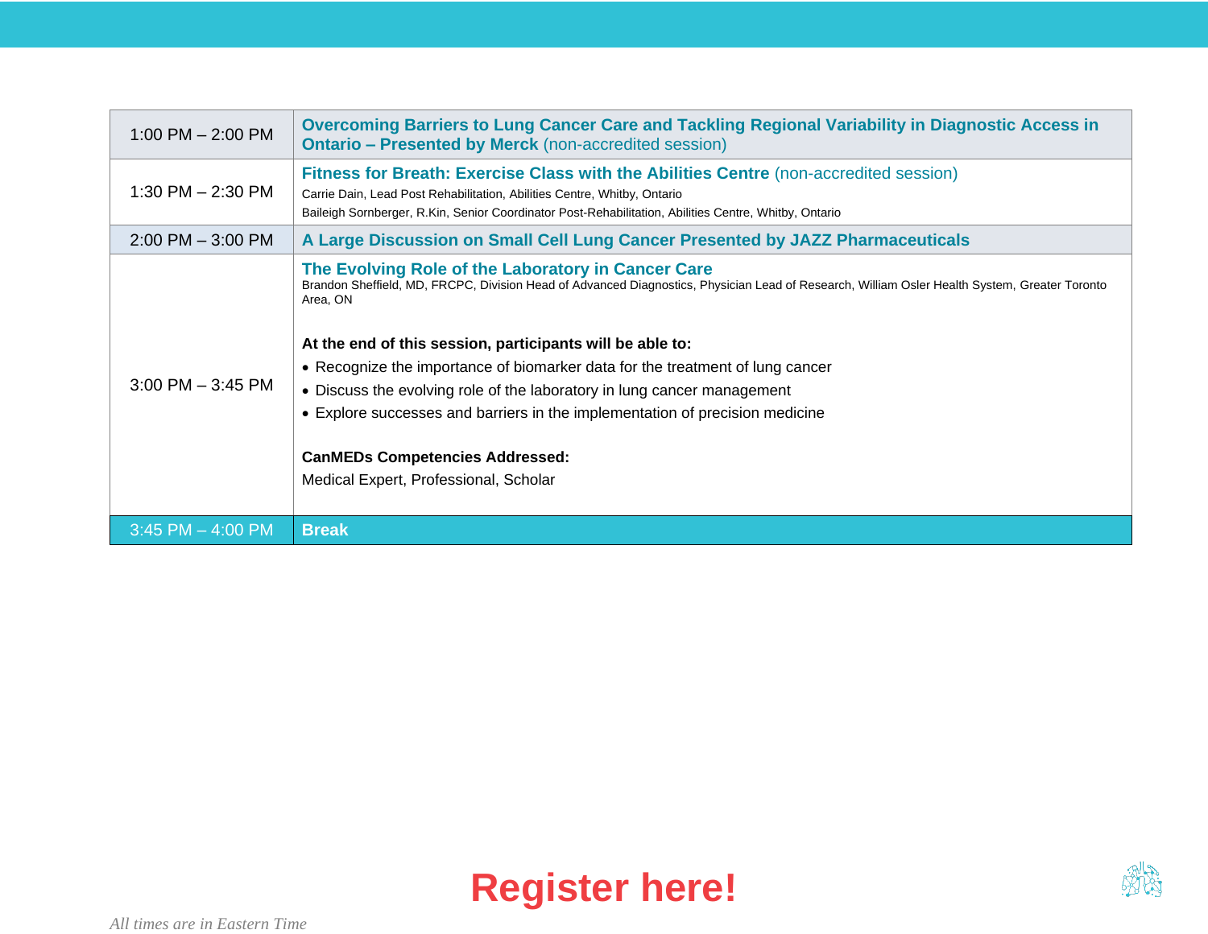| Time | Session |
|---|---|
| 1:00 PM – 2:00 PM | **Overcoming Barriers to Lung Cancer Care and Tackling Regional Variability in Diagnostic Access in Ontario – Presented by Merck** (non-accredited session) |
| 1:30 PM – 2:30 PM | **Fitness for Breath: Exercise Class with the Abilities Centre** (non-accredited session)<br>Carrie Dain, Lead Post Rehabilitation, Abilities Centre, Whitby, Ontario<br>Baileigh Sornberger, R.Kin, Senior Coordinator Post-Rehabilitation, Abilities Centre, Whitby, Ontario |
| 2:00 PM – 3:00 PM | **A Large Discussion on Small Cell Lung Cancer Presented by JAZZ Pharmaceuticals** |
| 3:00 PM – 3:45 PM | **The Evolving Role of the Laboratory in Cancer Care**<br>Brandon Sheffield, MD, FRCPC, Division Head of Advanced Diagnostics, Physician Lead of Research, William Osler Health System, Greater Toronto Area, ON<br><br>**At the end of this session, participants will be able to:**<br>• Recognize the importance of biomarker data for the treatment of lung cancer<br>• Discuss the evolving role of the laboratory in lung cancer management<br>• Explore successes and barriers in the implementation of precision medicine<br><br>**CanMEDs Competencies Addressed:**<br>Medical Expert, Professional, Scholar |
| 3:45 PM – 4:00 PM | **Break** |

**Register here!**

*All times are in Eastern Time*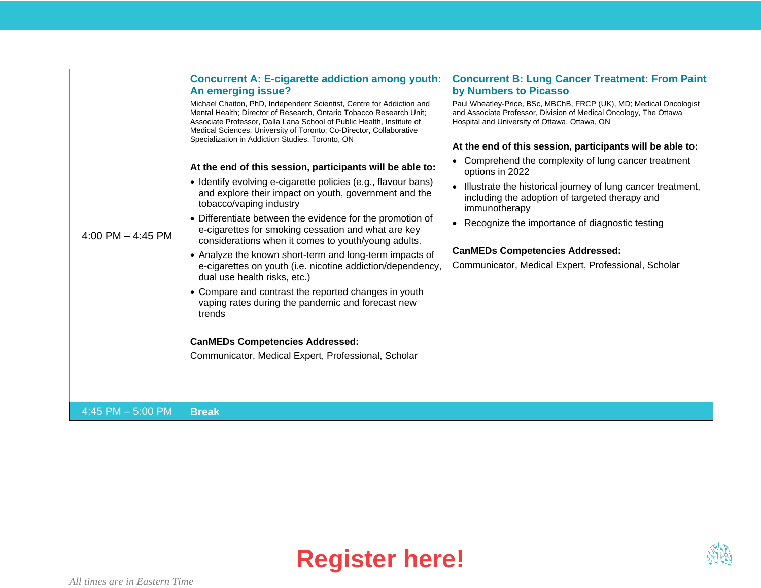| | | |
|---|---|---|
| 4:00 PM – 4:45 PM | **Concurrent A: E-cigarette addiction among youth: An emerging issue?**<br><br>Michael Chaiton, PhD, Independent Scientist, Centre for Addiction and Mental Health; Director of Research, Ontario Tobacco Research Unit; Associate Professor, Dalla Lana School of Public Health, Institute of Medical Sciences, University of Toronto; Co-Director, Collaborative Specialization in Addiction Studies, Toronto, ON<br><br>**At the end of this session, participants will be able to:**<br>• Identify evolving e-cigarette policies (e.g., flavour bans) and explore their impact on youth, government and the tobacco/vaping industry<br>• Differentiate between the evidence for the promotion of e-cigarettes for smoking cessation and what are key considerations when it comes to youth/young adults.<br>• Analyze the known short-term and long-term impacts of e-cigarettes on youth (i.e. nicotine addiction/dependency, dual use health risks, etc.)<br>• Compare and contrast the reported changes in youth vaping rates during the pandemic and forecast new trends<br><br>**CanMEDs Competencies Addressed:**<br>Communicator, Medical Expert, Professional, Scholar | **Concurrent B: Lung Cancer Treatment: From Paint by Numbers to Picasso**<br><br>Paul Wheatley-Price, BSc, MBChB, FRCP (UK), MD; Medical Oncologist and Associate Professor, Division of Medical Oncology, The Ottawa Hospital and University of Ottawa, Ottawa, ON<br><br>**At the end of this session, participants will be able to:**<br>• Comprehend the complexity of lung cancer treatment options in 2022<br>• Illustrate the historical journey of lung cancer treatment, including the adoption of targeted therapy and immunotherapy<br>• Recognize the importance of diagnostic testing<br><br>**CanMEDs Competencies Addressed:**<br>Communicator, Medical Expert, Professional, Scholar |
| 4:45 PM – 5:00 PM | **Break** | |

**Register here!**

*All times are in Eastern Time*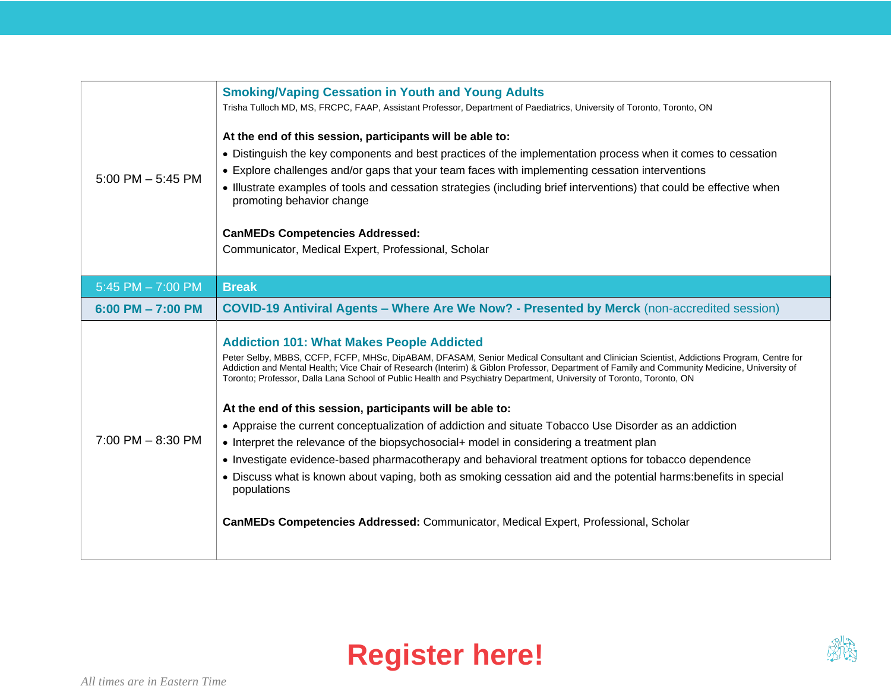| | |
|---|---|
| 5:00 PM – 5:45 PM | **Smoking/Vaping Cessation in Youth and Young Adults**<br>Trisha Tulloch MD, MS, FRCPC, FAAP, Assistant Professor, Department of Paediatrics, University of Toronto, Toronto, ON<br><br>**At the end of this session, participants will be able to:**<br>• Distinguish the key components and best practices of the implementation process when it comes to cessation<br>• Explore challenges and/or gaps that your team faces with implementing cessation interventions<br>• Illustrate examples of tools and cessation strategies (including brief interventions) that could be effective when promoting behavior change<br><br>**CanMEDs Competencies Addressed:**<br>Communicator, Medical Expert, Professional, Scholar |
| 5:45 PM – 7:00 PM | **Break** |
| **6:00 PM – 7:00 PM** | **COVID-19 Antiviral Agents – Where Are We Now? - Presented by Merck** (non-accredited session) |
| 7:00 PM – 8:30 PM | **Addiction 101: What Makes People Addicted**<br>Peter Selby, MBBS, CCFP, FCFP, MHSc, DipABAM, DFASAM, Senior Medical Consultant and Clinician Scientist, Addictions Program, Centre for Addiction and Mental Health; Vice Chair of Research (Interim) & Giblon Professor, Department of Family and Community Medicine, University of Toronto; Professor, Dalla Lana School of Public Health and Psychiatry Department, University of Toronto, Toronto, ON<br><br>**At the end of this session, participants will be able to:**<br>• Appraise the current conceptualization of addiction and situate Tobacco Use Disorder as an addiction<br>• Interpret the relevance of the biopsychosocial+ model in considering a treatment plan<br>• Investigate evidence-based pharmacotherapy and behavioral treatment options for tobacco dependence<br>• Discuss what is known about vaping, both as smoking cessation aid and the potential harms:benefits in special populations<br><br>**CanMEDs Competencies Addressed:** Communicator, Medical Expert, Professional, Scholar |

**Register here!**

*All times are in Eastern Time*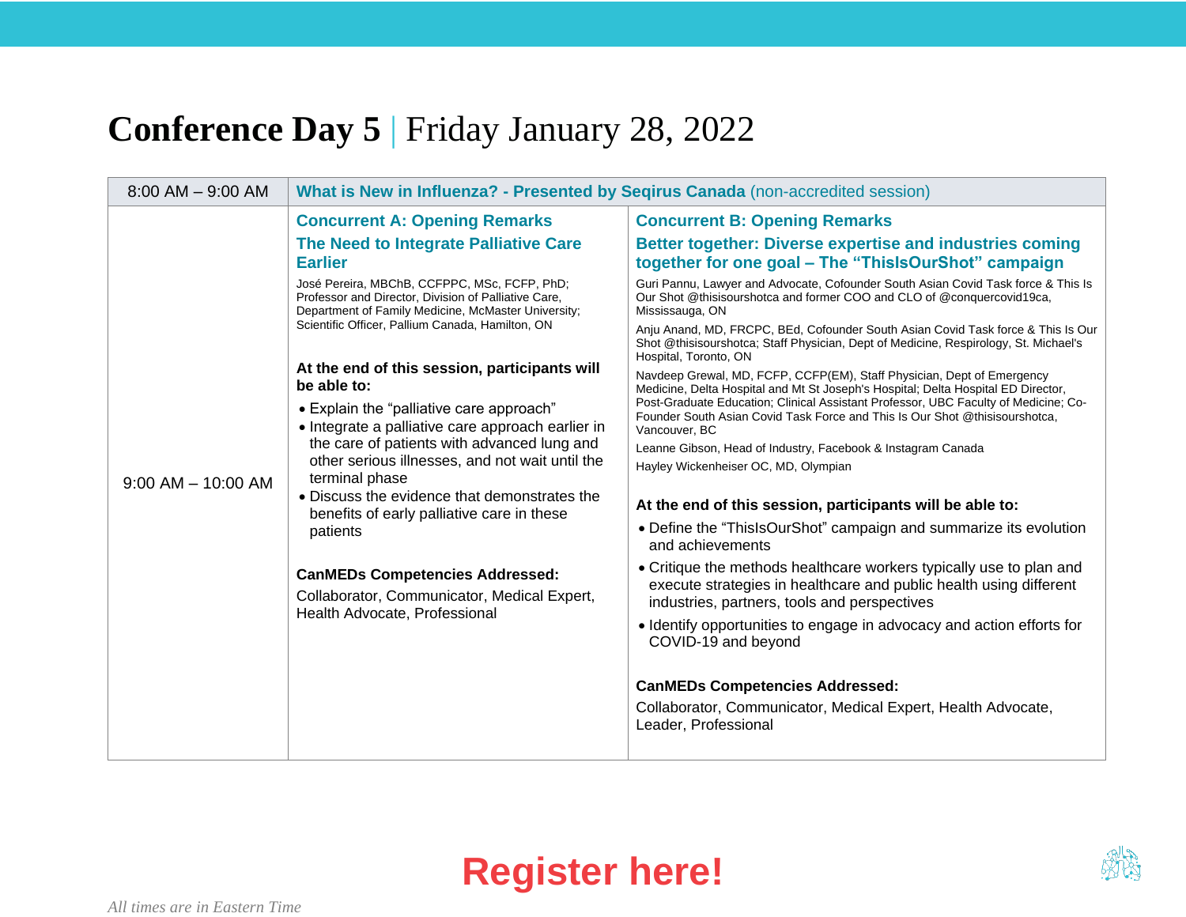# **Conference Day 5** | Friday January 28, 2022

| 8:00 AM – 9:00 AM | **What is New in Influenza? - Presented by Seqirus Canada** (non-accredited session) | |
|---|---|---|
| 9:00 AM – 10:00 AM | **Concurrent A: Opening Remarks**<br><br>**The Need to Integrate Palliative Care Earlier**<br><br>José Pereira, MBChB, CCFPPC, MSc, FCFP, PhD; Professor and Director, Division of Palliative Care, Department of Family Medicine, McMaster University; Scientific Officer, Pallium Canada, Hamilton, ON<br><br>**At the end of this session, participants will be able to:**<br>• Explain the "palliative care approach"<br>• Integrate a palliative care approach earlier in the care of patients with advanced lung and other serious illnesses, and not wait until the terminal phase<br>• Discuss the evidence that demonstrates the benefits of early palliative care in these patients<br><br>**CanMEDs Competencies Addressed:**<br>Collaborator, Communicator, Medical Expert, Health Advocate, Professional | **Concurrent B: Opening Remarks**<br><br>**Better together: Diverse expertise and industries coming together for one goal – The "ThisIsOurShot" campaign**<br><br>Guri Pannu, Lawyer and Advocate, Cofounder South Asian Covid Task force & This Is Our Shot @thisisourshotca and former COO and CLO of @conquercovid19ca, Mississauga, ON<br><br>Anju Anand, MD, FRCPC, BEd, Cofounder South Asian Covid Task force & This Is Our Shot @thisisourshotca; Staff Physician, Dept of Medicine, Respirology, St. Michael's Hospital, Toronto, ON<br><br>Navdeep Grewal, MD, FCFP, CCFP(EM), Staff Physician, Dept of Emergency Medicine, Delta Hospital and Mt St Joseph's Hospital; Delta Hospital ED Director, Post-Graduate Education; Clinical Assistant Professor, UBC Faculty of Medicine; Co-Founder South Asian Covid Task Force and This Is Our Shot @thisisourshotca, Vancouver, BC<br><br>Leanne Gibson, Head of Industry, Facebook & Instagram Canada<br><br>Hayley Wickenheiser OC, MD, Olympian<br><br>**At the end of this session, participants will be able to:**<br>• Define the "ThisIsOurShot" campaign and summarize its evolution and achievements<br>• Critique the methods healthcare workers typically use to plan and execute strategies in healthcare and public health using different industries, partners, tools and perspectives<br>• Identify opportunities to engage in advocacy and action efforts for COVID-19 and beyond<br><br>**CanMEDs Competencies Addressed:**<br>Collaborator, Communicator, Medical Expert, Health Advocate, Leader, Professional |

**Register here!**

*All times are in Eastern Time*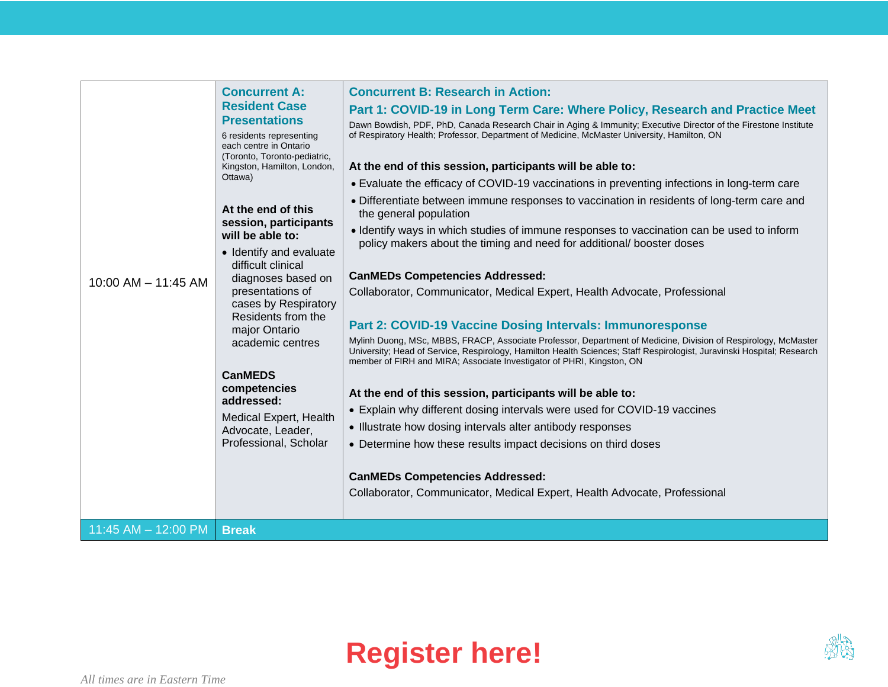| | | |
|---|---|---|
| 10:00 AM – 11:45 AM | **Concurrent A: Resident Case Presentations**<br><br>6 residents representing each centre in Ontario (Toronto, Toronto-pediatric, Kingston, Hamilton, London, Ottawa)<br><br>**At the end of this session, participants will be able to:**<br>• Identify and evaluate difficult clinical diagnoses based on presentations of cases by Respiratory Residents from the major Ontario academic centres<br><br>**CanMEDS competencies addressed:**<br>Medical Expert, Health Advocate, Leader, Professional, Scholar | **Concurrent B: Research in Action:**<br>**Part 1: COVID-19 in Long Term Care: Where Policy, Research and Practice Meet**<br>Dawn Bowdish, PDF, PhD, Canada Research Chair in Aging & Immunity; Executive Director of the Firestone Institute of Respiratory Health; Professor, Department of Medicine, McMaster University, Hamilton, ON<br><br>**At the end of this session, participants will be able to:**<br>• Evaluate the efficacy of COVID-19 vaccinations in preventing infections in long-term care<br>• Differentiate between immune responses to vaccination in residents of long-term care and the general population<br>• Identify ways in which studies of immune responses to vaccination can be used to inform policy makers about the timing and need for additional/ booster doses<br><br>**CanMEDs Competencies Addressed:**<br>Collaborator, Communicator, Medical Expert, Health Advocate, Professional<br><br>**Part 2: COVID-19 Vaccine Dosing Intervals: Immunoresponse**<br>Mylinh Duong, MSc, MBBS, FRACP, Associate Professor, Department of Medicine, Division of Respirology, McMaster University; Head of Service, Respirology, Hamilton Health Sciences; Staff Respirologist, Juravinski Hospital; Research member of FIRH and MIRA; Associate Investigator of PHRI, Kingston, ON<br><br>**At the end of this session, participants will be able to:**<br>• Explain why different dosing intervals were used for COVID-19 vaccines<br>• Illustrate how dosing intervals alter antibody responses<br>• Determine how these results impact decisions on third doses<br><br>**CanMEDs Competencies Addressed:**<br>Collaborator, Communicator, Medical Expert, Health Advocate, Professional |
| 11:45 AM – 12:00 PM | **Break** | |

**Register here!**

*All times are in Eastern Time*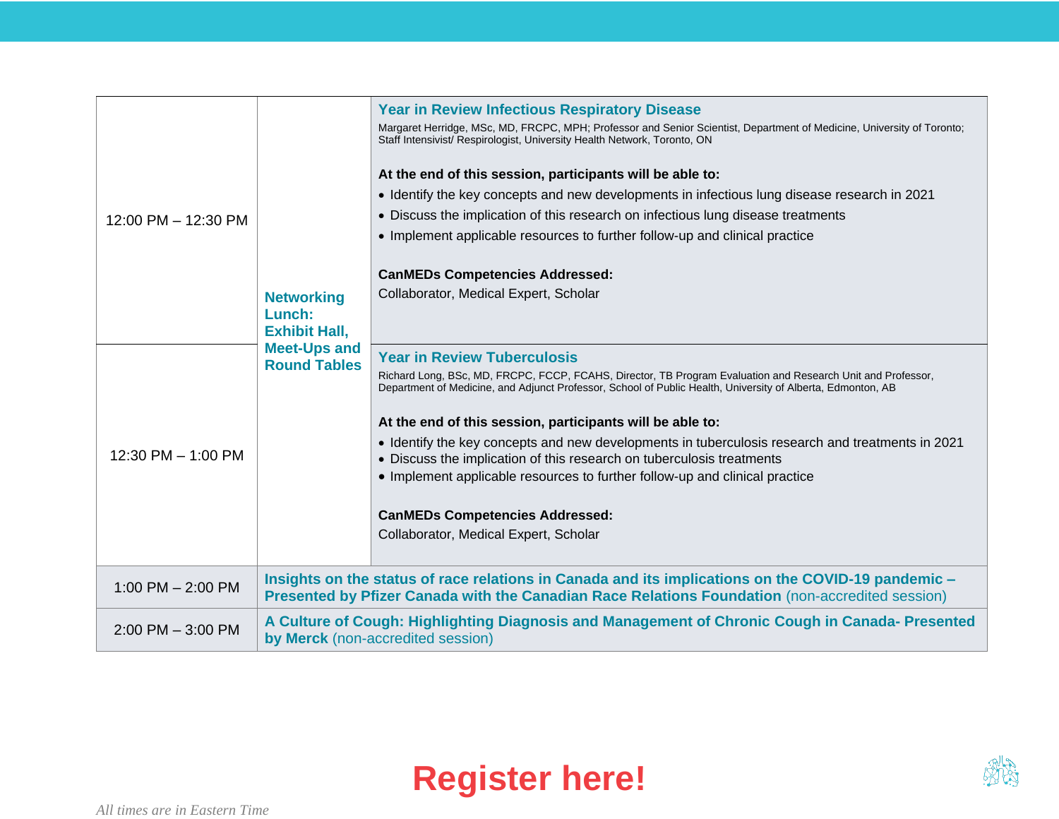| Time | | Session |
|---|---|---|
| 12:00 PM – 12:30 PM | **Networking Lunch: Exhibit Hall, Meet-Ups and Round Tables** | **Year in Review Infectious Respiratory Disease**<br>Margaret Herridge, MSc, MD, FRCPC, MPH; Professor and Senior Scientist, Department of Medicine, University of Toronto; Staff Intensivist/ Respirologist, University Health Network, Toronto, ON<br><br>**At the end of this session, participants will be able to:**<br>• Identify the key concepts and new developments in infectious lung disease research in 2021<br>• Discuss the implication of this research on infectious lung disease treatments<br>• Implement applicable resources to further follow-up and clinical practice<br><br>**CanMEDs Competencies Addressed:**<br>Collaborator, Medical Expert, Scholar |
| 12:30 PM – 1:00 PM | | **Year in Review Tuberculosis**<br>Richard Long, BSc, MD, FRCPC, FCCP, FCAHS, Director, TB Program Evaluation and Research Unit and Professor, Department of Medicine, and Adjunct Professor, School of Public Health, University of Alberta, Edmonton, AB<br><br>**At the end of this session, participants will be able to:**<br>• Identify the key concepts and new developments in tuberculosis research and treatments in 2021<br>• Discuss the implication of this research on tuberculosis treatments<br>• Implement applicable resources to further follow-up and clinical practice<br><br>**CanMEDs Competencies Addressed:**<br>Collaborator, Medical Expert, Scholar |
| 1:00 PM – 2:00 PM | **Insights on the status of race relations in Canada and its implications on the COVID-19 pandemic – Presented by Pfizer Canada with the Canadian Race Relations Foundation** (non-accredited session) | |
| 2:00 PM – 3:00 PM | **A Culture of Cough: Highlighting Diagnosis and Management of Chronic Cough in Canada- Presented by Merck** (non-accredited session) | |

**Register here!**

*All times are in Eastern Time*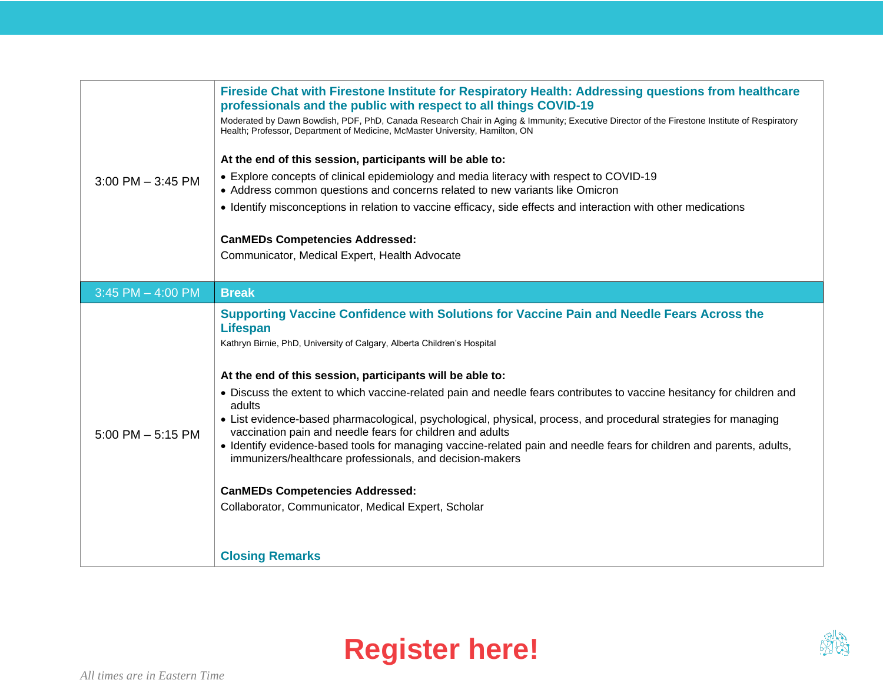| | |
|---|---|
| 3:00 PM – 3:45 PM | **Fireside Chat with Firestone Institute for Respiratory Health: Addressing questions from healthcare professionals and the public with respect to all things COVID-19**<br>Moderated by Dawn Bowdish, PDF, PhD, Canada Research Chair in Aging & Immunity; Executive Director of the Firestone Institute of Respiratory Health; Professor, Department of Medicine, McMaster University, Hamilton, ON<br><br>**At the end of this session, participants will be able to:**<br>• Explore concepts of clinical epidemiology and media literacy with respect to COVID-19<br>• Address common questions and concerns related to new variants like Omicron<br>• Identify misconceptions in relation to vaccine efficacy, side effects and interaction with other medications<br><br>**CanMEDs Competencies Addressed:**<br>Communicator, Medical Expert, Health Advocate |
| 3:45 PM – 4:00 PM | **Break** |
| 5:00 PM – 5:15 PM | **Supporting Vaccine Confidence with Solutions for Vaccine Pain and Needle Fears Across the Lifespan**<br>Kathryn Birnie, PhD, University of Calgary, Alberta Children's Hospital<br><br>**At the end of this session, participants will be able to:**<br>• Discuss the extent to which vaccine-related pain and needle fears contributes to vaccine hesitancy for children and adults<br>• List evidence-based pharmacological, psychological, physical, process, and procedural strategies for managing vaccination pain and needle fears for children and adults<br>• Identify evidence-based tools for managing vaccine-related pain and needle fears for children and parents, adults, immunizers/healthcare professionals, and decision-makers<br><br>**CanMEDs Competencies Addressed:**<br>Collaborator, Communicator, Medical Expert, Scholar<br><br>**Closing Remarks** |

**Register here!**

*All times are in Eastern Time*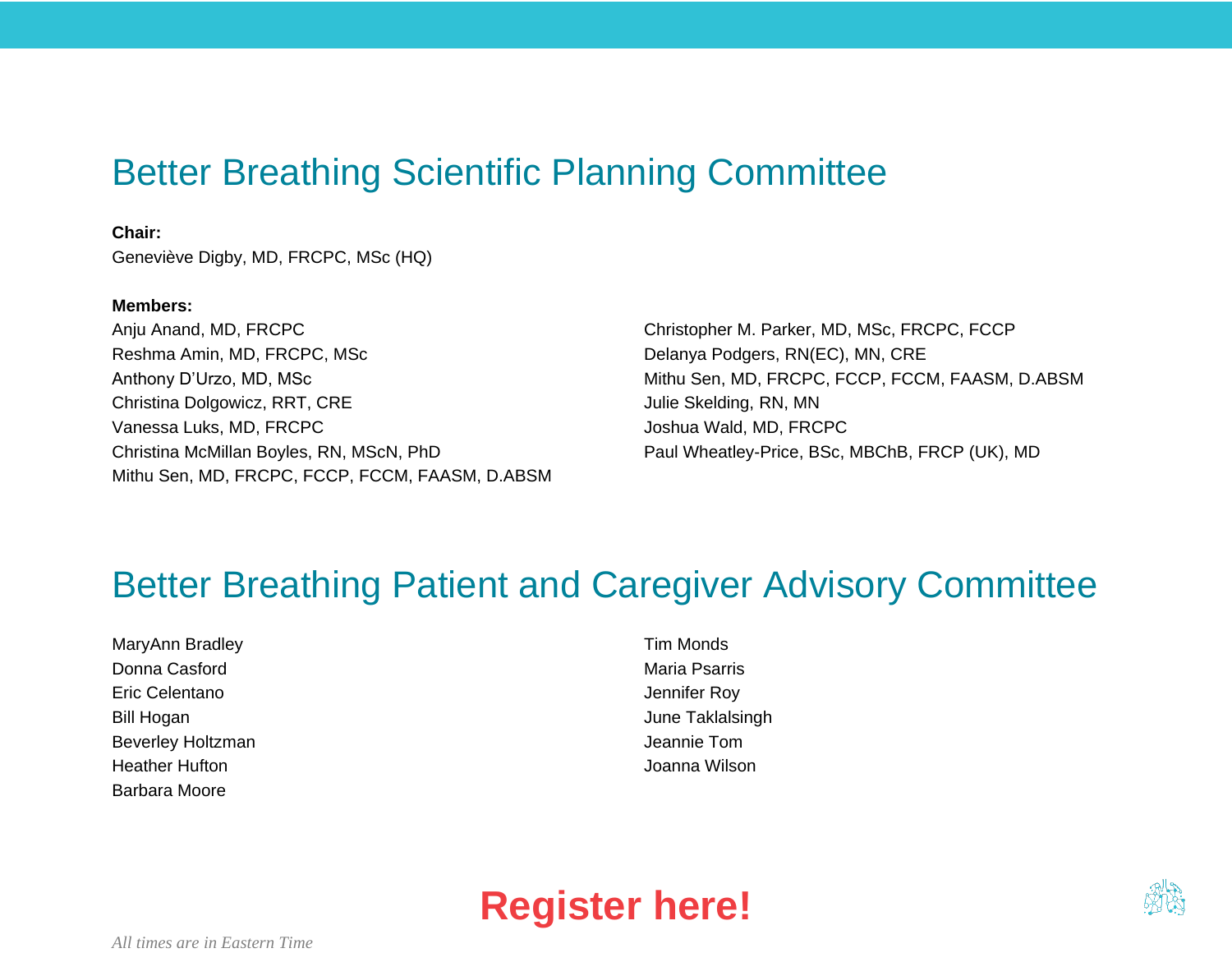## Better Breathing Scientific Planning Committee

**Chair:**
Geneviève Digby, MD, FRCPC, MSc (HQ)

**Members:**
Anju Anand, MD, FRCPC
Reshma Amin, MD, FRCPC, MSc
Anthony D'Urzo, MD, MSc
Christina Dolgowicz, RRT, CRE
Vanessa Luks, MD, FRCPC
Christina McMillan Boyles, RN, MScN, PhD
Mithu Sen, MD, FRCPC, FCCP, FCCM, FAASM, D.ABSM
Christopher M. Parker, MD, MSc, FRCPC, FCCP
Delanya Podgers, RN(EC), MN, CRE
Mithu Sen, MD, FRCPC, FCCP, FCCM, FAASM, D.ABSM
Julie Skelding, RN, MN
Joshua Wald, MD, FRCPC
Paul Wheatley-Price, BSc, MBChB, FRCP (UK), MD

## Better Breathing Patient and Caregiver Advisory Committee

MaryAnn Bradley
Donna Casford
Eric Celentano
Bill Hogan
Beverley Holtzman
Heather Hufton
Barbara Moore
Tim Monds
Maria Psarris
Jennifer Roy
June Taklalsingh
Jeannie Tom
Joanna Wilson

**Register here!**

*All times are in Eastern Time*